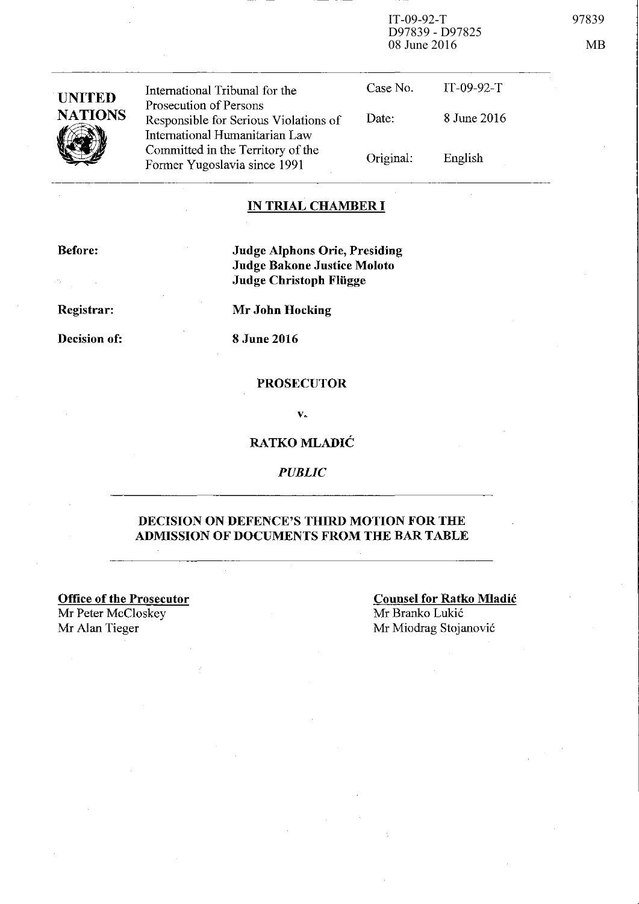IT-09-92-T
D97839 - D97825
08 June 2016

97839

MB

| UNITED NATIONS | International Tribunal for the Prosecution of Persons Responsible for Serious Violations of International Humanitarian Law Committed in the Territory of the Former Yugoslavia since 1991 | Case No. | IT-09-92-T |
|---|---|---|---|
| | | Date: | 8 June 2016 |
| | | Original: | English |

**IN TRIAL CHAMBER I**

**Before:** **Judge Alphons Orie, Presiding**
**Judge Bakone Justice Moloto**
**Judge Christoph Flügge**

**Registrar:** **Mr John Hocking**

**Decision of:** **8 June 2016**

**PROSECUTOR**

**v.**

**RATKO MLADIĆ**

*PUBLIC*

**DECISION ON DEFENCE'S THIRD MOTION FOR THE ADMISSION OF DOCUMENTS FROM THE BAR TABLE**

**Office of the Prosecutor**
Mr Peter McCloskey
Mr Alan Tieger

**Counsel for Ratko Mladić**
Mr Branko Lukić
Mr Miodrag Stojanović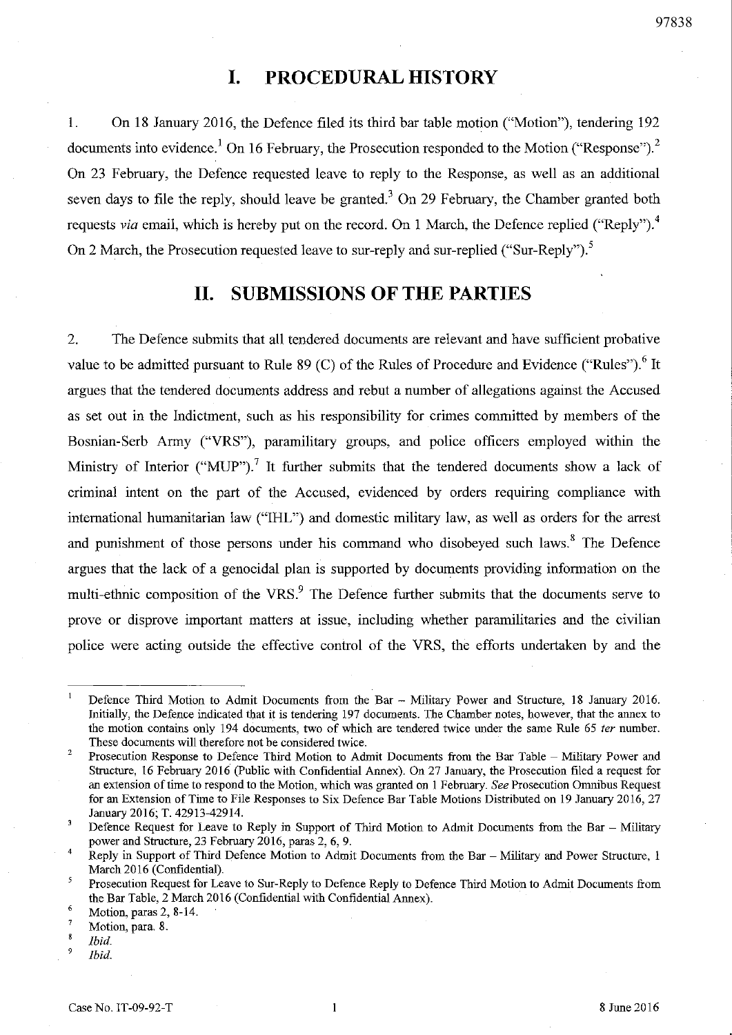# I. PROCEDURAL HISTORY

1. On 18 January 2016, the Defence filed its third bar table motion ("Motion"), tendering 192 documents into evidence.[1] On 16 February, the Prosecution responded to the Motion ("Response").[2] On 23 February, the Defence requested leave to reply to the Response, as well as an additional seven days to file the reply, should leave be granted.[3] On 29 February, the Chamber granted both requests *via* email, which is hereby put on the record. On 1 March, the Defence replied ("Reply").[4] On 2 March, the Prosecution requested leave to sur-reply and sur-replied ("Sur-Reply").[5]

# II. SUBMISSIONS OF THE PARTIES

2. The Defence submits that all tendered documents are relevant and have sufficient probative value to be admitted pursuant to Rule 89 (C) of the Rules of Procedure and Evidence ("Rules").[6] It argues that the tendered documents address and rebut a number of allegations against the Accused as set out in the Indictment, such as his responsibility for crimes committed by members of the Bosnian-Serb Army ("VRS"), paramilitary groups, and police officers employed within the Ministry of Interior ("MUP").[7] It further submits that the tendered documents show a lack of criminal intent on the part of the Accused, evidenced by orders requiring compliance with international humanitarian law ("IHL") and domestic military law, as well as orders for the arrest and punishment of those persons under his command who disobeyed such laws.[8] The Defence argues that the lack of a genocidal plan is supported by documents providing information on the multi-ethnic composition of the VRS.[9] The Defence further submits that the documents serve to prove or disprove important matters at issue, including whether paramilitaries and the civilian police were acting outside the effective control of the VRS, the efforts undertaken by and the

---

[1] Defence Third Motion to Admit Documents from the Bar – Military Power and Structure, 18 January 2016. Initially, the Defence indicated that it is tendering 197 documents. The Chamber notes, however, that the annex to the motion contains only 194 documents, two of which are tendered twice under the same Rule 65 *ter* number. These documents will therefore not be considered twice.

[2] Prosecution Response to Defence Third Motion to Admit Documents from the Bar Table – Military Power and Structure, 16 February 2016 (Public with Confidential Annex). On 27 January, the Prosecution filed a request for an extension of time to respond to the Motion, which was granted on 1 February. *See* Prosecution Omnibus Request for an Extension of Time to File Responses to Six Defence Bar Table Motions Distributed on 19 January 2016, 27 January 2016; T. 42913-42914.

[3] Defence Request for Leave to Reply in Support of Third Motion to Admit Documents from the Bar – Military power and Structure, 23 February 2016, paras 2, 6, 9.

[4] Reply in Support of Third Defence Motion to Admit Documents from the Bar – Military and Power Structure, 1 March 2016 (Confidential).

[5] Prosecution Request for Leave to Sur-Reply to Defence Reply to Defence Third Motion to Admit Documents from the Bar Table, 2 March 2016 (Confidential with Confidential Annex).

[6] Motion, paras 2, 8-14.

[7] Motion, para. 8.

[8] *Ibid.*

[9] *Ibid.*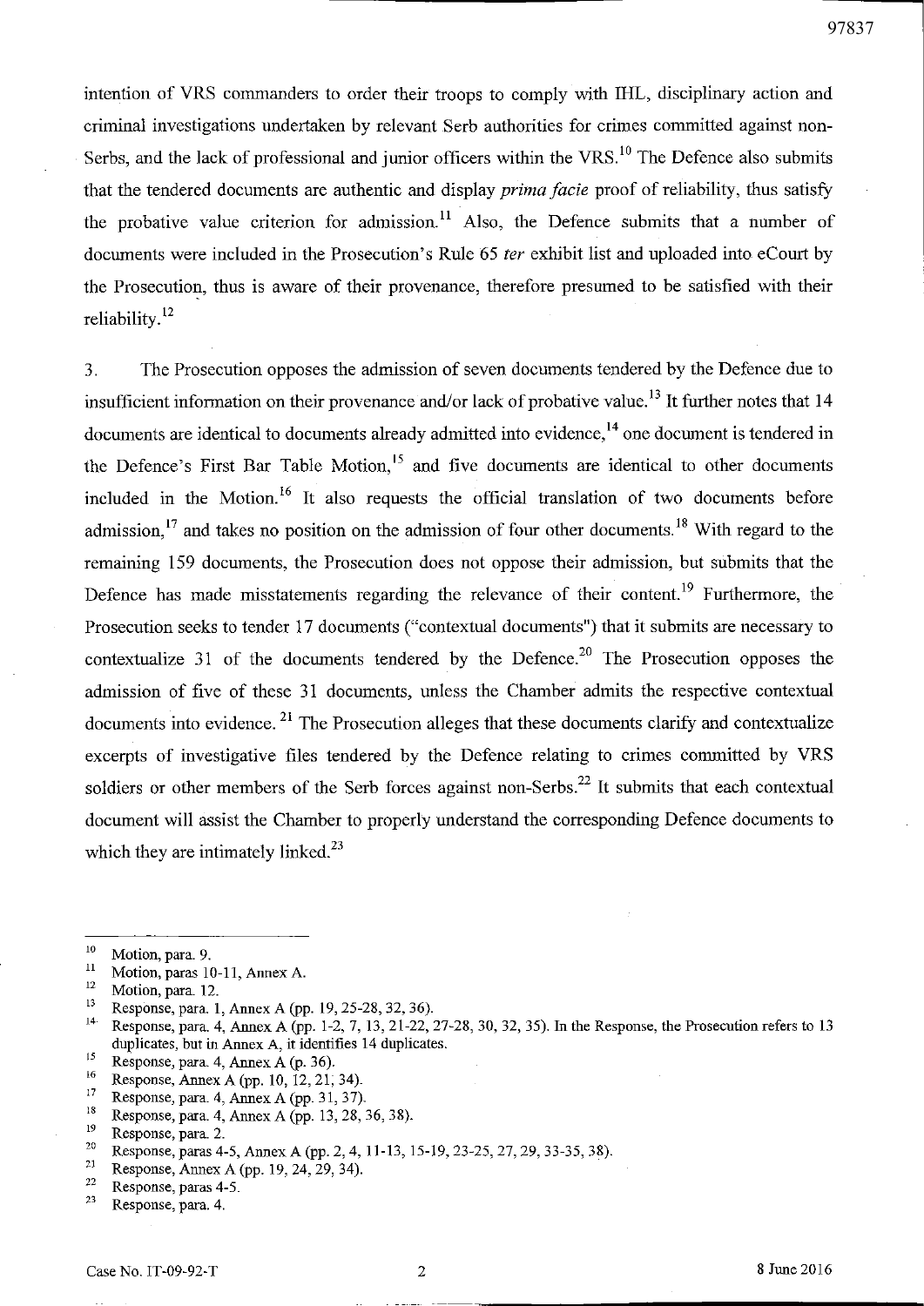intention of VRS commanders to order their troops to comply with IHL, disciplinary action and criminal investigations undertaken by relevant Serb authorities for crimes committed against non-Serbs, and the lack of professional and junior officers within the VRS.[10] The Defence also submits that the tendered documents are authentic and display *prima facie* proof of reliability, thus satisfy the probative value criterion for admission.[11] Also, the Defence submits that a number of documents were included in the Prosecution's Rule 65 *ter* exhibit list and uploaded into eCourt by the Prosecution, thus is aware of their provenance, therefore presumed to be satisfied with their reliability.[12]

3. The Prosecution opposes the admission of seven documents tendered by the Defence due to insufficient information on their provenance and/or lack of probative value.[13] It further notes that 14 documents are identical to documents already admitted into evidence,[14] one document is tendered in the Defence's First Bar Table Motion,[15] and five documents are identical to other documents included in the Motion.[16] It also requests the official translation of two documents before admission,[17] and takes no position on the admission of four other documents.[18] With regard to the remaining 159 documents, the Prosecution does not oppose their admission, but submits that the Defence has made misstatements regarding the relevance of their content.[19] Furthermore, the Prosecution seeks to tender 17 documents ("contextual documents") that it submits are necessary to contextualize 31 of the documents tendered by the Defence.[20] The Prosecution opposes the admission of five of these 31 documents, unless the Chamber admits the respective contextual documents into evidence.[21] The Prosecution alleges that these documents clarify and contextualize excerpts of investigative files tendered by the Defence relating to crimes committed by VRS soldiers or other members of the Serb forces against non-Serbs.[22] It submits that each contextual document will assist the Chamber to properly understand the corresponding Defence documents to which they are intimately linked.[23]

---

[10] Motion, para. 9.

[11] Motion, paras 10-11, Annex A.

[12] Motion, para. 12.

[13] Response, para. 1, Annex A (pp. 19, 25-28, 32, 36).

[14] Response, para. 4, Annex A (pp. 1-2, 7, 13, 21-22, 27-28, 30, 32, 35). In the Response, the Prosecution refers to 13 duplicates, but in Annex A, it identifies 14 duplicates.

[15] Response, para. 4, Annex A (p. 36).

[16] Response, Annex A (pp. 10, 12, 21, 34).

[17] Response, para. 4, Annex A (pp. 31, 37).

[18] Response, para. 4, Annex A (pp. 13, 28, 36, 38).

[19] Response, para. 2.

[20] Response, paras 4-5, Annex A (pp. 2, 4, 11-13, 15-19, 23-25, 27, 29, 33-35, 38).

[21] Response, Annex A (pp. 19, 24, 29, 34).

[22] Response, paras 4-5.

[23] Response, para. 4.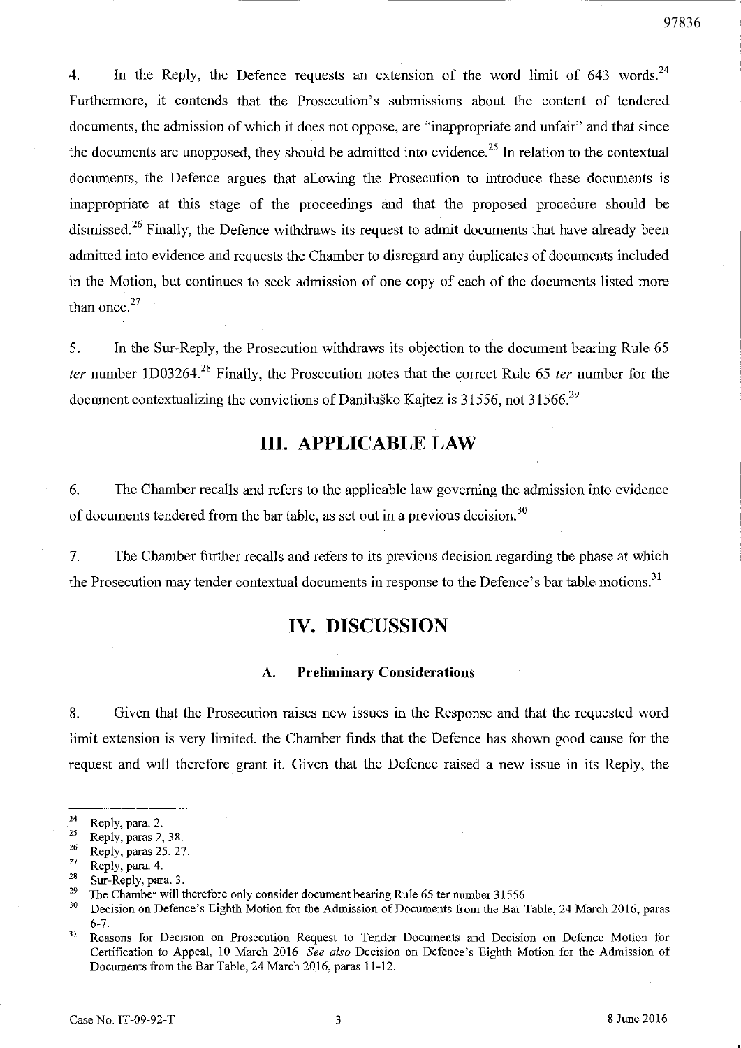4. In the Reply, the Defence requests an extension of the word limit of 643 words.[24] Furthermore, it contends that the Prosecution's submissions about the content of tendered documents, the admission of which it does not oppose, are "inappropriate and unfair" and that since the documents are unopposed, they should be admitted into evidence.[25] In relation to the contextual documents, the Defence argues that allowing the Prosecution to introduce these documents is inappropriate at this stage of the proceedings and that the proposed procedure should be dismissed.[26] Finally, the Defence withdraws its request to admit documents that have already been admitted into evidence and requests the Chamber to disregard any duplicates of documents included in the Motion, but continues to seek admission of one copy of each of the documents listed more than once.[27]

5. In the Sur-Reply, the Prosecution withdraws its objection to the document bearing Rule 65 *ter* number 1D03264.[28] Finally, the Prosecution notes that the correct Rule 65 *ter* number for the document contextualizing the convictions of Daniluško Kajtez is 31556, not 31566.[29]

## III. APPLICABLE LAW

6. The Chamber recalls and refers to the applicable law governing the admission into evidence of documents tendered from the bar table, as set out in a previous decision.[30]

7. The Chamber further recalls and refers to its previous decision regarding the phase at which the Prosecution may tender contextual documents in response to the Defence's bar table motions.[31]

## IV. DISCUSSION

### A. Preliminary Considerations

8. Given that the Prosecution raises new issues in the Response and that the requested word limit extension is very limited, the Chamber finds that the Defence has shown good cause for the request and will therefore grant it. Given that the Defence raised a new issue in its Reply, the

---

[24] Reply, para. 2.

[25] Reply, paras 2, 38.

[26] Reply, paras 25, 27.

[27] Reply, para. 4.

[28] Sur-Reply, para. 3.

[29] The Chamber will therefore only consider document bearing Rule 65 ter number 31556.

[30] Decision on Defence's Eighth Motion for the Admission of Documents from the Bar Table, 24 March 2016, paras 6-7.

[31] Reasons for Decision on Prosecution Request to Tender Documents and Decision on Defence Motion for Certification to Appeal, 10 March 2016. *See also* Decision on Defence's Eighth Motion for the Admission of Documents from the Bar Table, 24 March 2016, paras 11-12.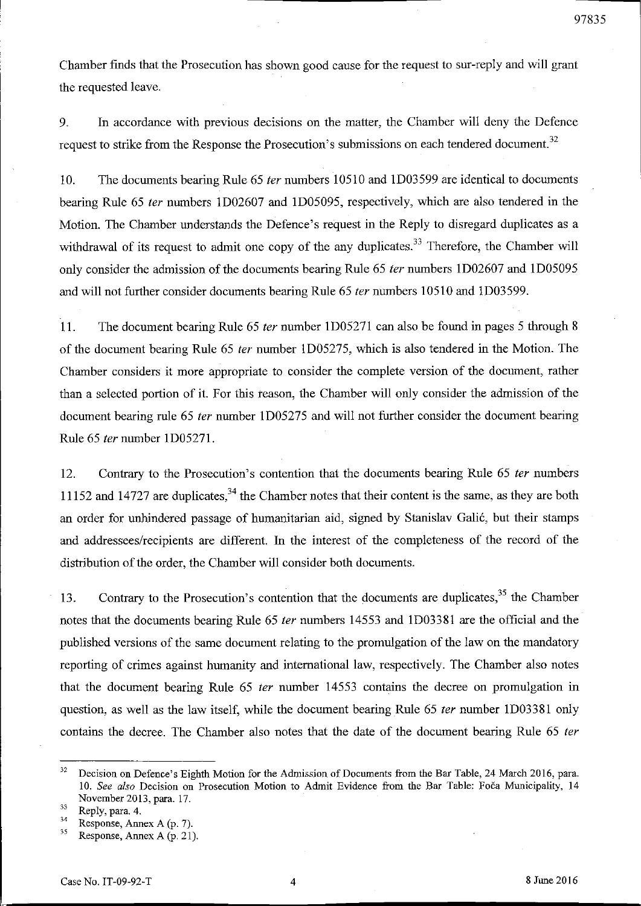Chamber finds that the Prosecution has shown good cause for the request to sur-reply and will grant the requested leave.

9. In accordance with previous decisions on the matter, the Chamber will deny the Defence request to strike from the Response the Prosecution's submissions on each tendered document.[32]

10. The documents bearing Rule 65 *ter* numbers 10510 and 1D03599 are identical to documents bearing Rule 65 *ter* numbers 1D02607 and 1D05095, respectively, which are also tendered in the Motion. The Chamber understands the Defence's request in the Reply to disregard duplicates as a withdrawal of its request to admit one copy of the any duplicates.[33] Therefore, the Chamber will only consider the admission of the documents bearing Rule 65 *ter* numbers 1D02607 and 1D05095 and will not further consider documents bearing Rule 65 *ter* numbers 10510 and 1D03599.

11. The document bearing Rule 65 *ter* number 1D05271 can also be found in pages 5 through 8 of the document bearing Rule 65 *ter* number 1D05275, which is also tendered in the Motion. The Chamber considers it more appropriate to consider the complete version of the document, rather than a selected portion of it. For this reason, the Chamber will only consider the admission of the document bearing rule 65 *ter* number 1D05275 and will not further consider the document bearing Rule 65 *ter* number 1D05271.

12. Contrary to the Prosecution's contention that the documents bearing Rule 65 *ter* numbers 11152 and 14727 are duplicates,[34] the Chamber notes that their content is the same, as they are both an order for unhindered passage of humanitarian aid, signed by Stanislav Galić, but their stamps and addressees/recipients are different. In the interest of the completeness of the record of the distribution of the order, the Chamber will consider both documents.

13. Contrary to the Prosecution's contention that the documents are duplicates,[35] the Chamber notes that the documents bearing Rule 65 *ter* numbers 14553 and 1D03381 are the official and the published versions of the same document relating to the promulgation of the law on the mandatory reporting of crimes against humanity and international law, respectively. The Chamber also notes that the document bearing Rule 65 *ter* number 14553 contains the decree on promulgation in question, as well as the law itself, while the document bearing Rule 65 *ter* number 1D03381 only contains the decree. The Chamber also notes that the date of the document bearing Rule 65 *ter*

---

[32] Decision on Defence's Eighth Motion for the Admission of Documents from the Bar Table, 24 March 2016, para. 10. *See also* Decision on Prosecution Motion to Admit Evidence from the Bar Table: Foča Municipality, 14 November 2013, para. 17.

[33] Reply, para. 4.

[34] Response, Annex A (p. 7).

[35] Response, Annex A (p. 21).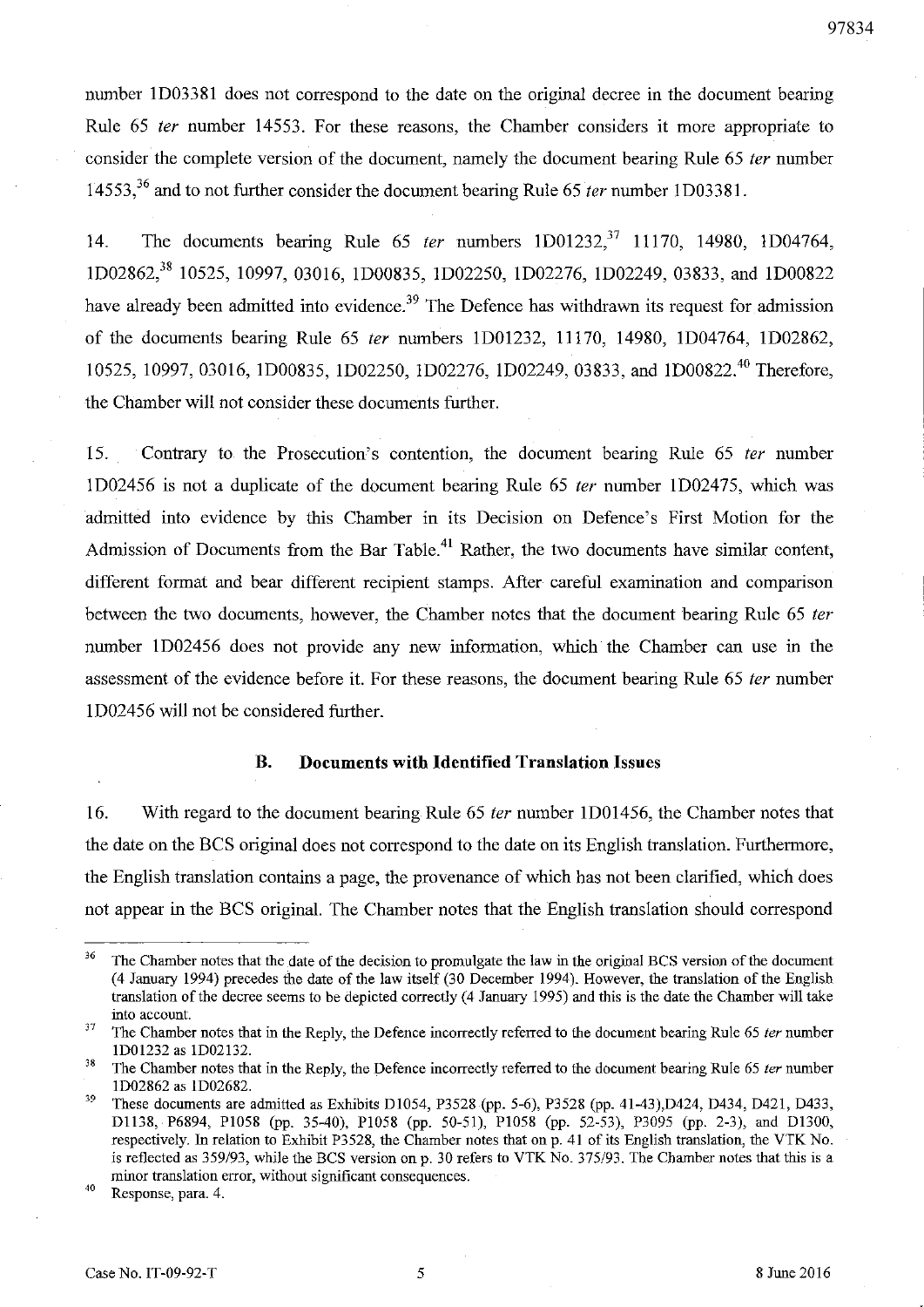number 1D03381 does not correspond to the date on the original decree in the document bearing Rule 65 *ter* number 14553. For these reasons, the Chamber considers it more appropriate to consider the complete version of the document, namely the document bearing Rule 65 *ter* number 14553,[36] and to not further consider the document bearing Rule 65 *ter* number 1D03381.

14. The documents bearing Rule 65 *ter* numbers 1D01232,[37] 11170, 14980, 1D04764, 1D02862,[38] 10525, 10997, 03016, 1D00835, 1D02250, 1D02276, 1D02249, 03833, and 1D00822 have already been admitted into evidence.[39] The Defence has withdrawn its request for admission of the documents bearing Rule 65 *ter* numbers 1D01232, 11170, 14980, 1D04764, 1D02862, 10525, 10997, 03016, 1D00835, 1D02250, 1D02276, 1D02249, 03833, and 1D00822.[40] Therefore, the Chamber will not consider these documents further.

15. Contrary to the Prosecution's contention, the document bearing Rule 65 *ter* number 1D02456 is not a duplicate of the document bearing Rule 65 *ter* number 1D02475, which was admitted into evidence by this Chamber in its Decision on Defence's First Motion for the Admission of Documents from the Bar Table.[41] Rather, the two documents have similar content, different format and bear different recipient stamps. After careful examination and comparison between the two documents, however, the Chamber notes that the document bearing Rule 65 *ter* number 1D02456 does not provide any new information, which the Chamber can use in the assessment of the evidence before it. For these reasons, the document bearing Rule 65 *ter* number 1D02456 will not be considered further.

### B. Documents with Identified Translation Issues

16. With regard to the document bearing Rule 65 *ter* number 1D01456, the Chamber notes that the date on the BCS original does not correspond to the date on its English translation. Furthermore, the English translation contains a page, the provenance of which has not been clarified, which does not appear in the BCS original. The Chamber notes that the English translation should correspond

---

[36] The Chamber notes that the date of the decision to promulgate the law in the original BCS version of the document (4 January 1994) precedes the date of the law itself (30 December 1994). However, the translation of the English translation of the decree seems to be depicted correctly (4 January 1995) and this is the date the Chamber will take into account.

[37] The Chamber notes that in the Reply, the Defence incorrectly referred to the document bearing Rule 65 *ter* number 1D01232 as 1D02132.

[38] The Chamber notes that in the Reply, the Defence incorrectly referred to the document bearing Rule 65 *ter* number 1D02862 as 1D02682.

[39] These documents are admitted as Exhibits D1054, P3528 (pp. 5-6), P3528 (pp. 41-43),D424, D434, D421, D433, D1138, P6894, P1058 (pp. 35-40), P1058 (pp. 50-51), P1058 (pp. 52-53), P3095 (pp. 2-3), and D1300, respectively. In relation to Exhibit P3528, the Chamber notes that on p. 41 of its English translation, the VTK No. is reflected as 359/93, while the BCS version on p. 30 refers to VTK No. 375/93. The Chamber notes that this is a minor translation error, without significant consequences.

[40] Response, para. 4.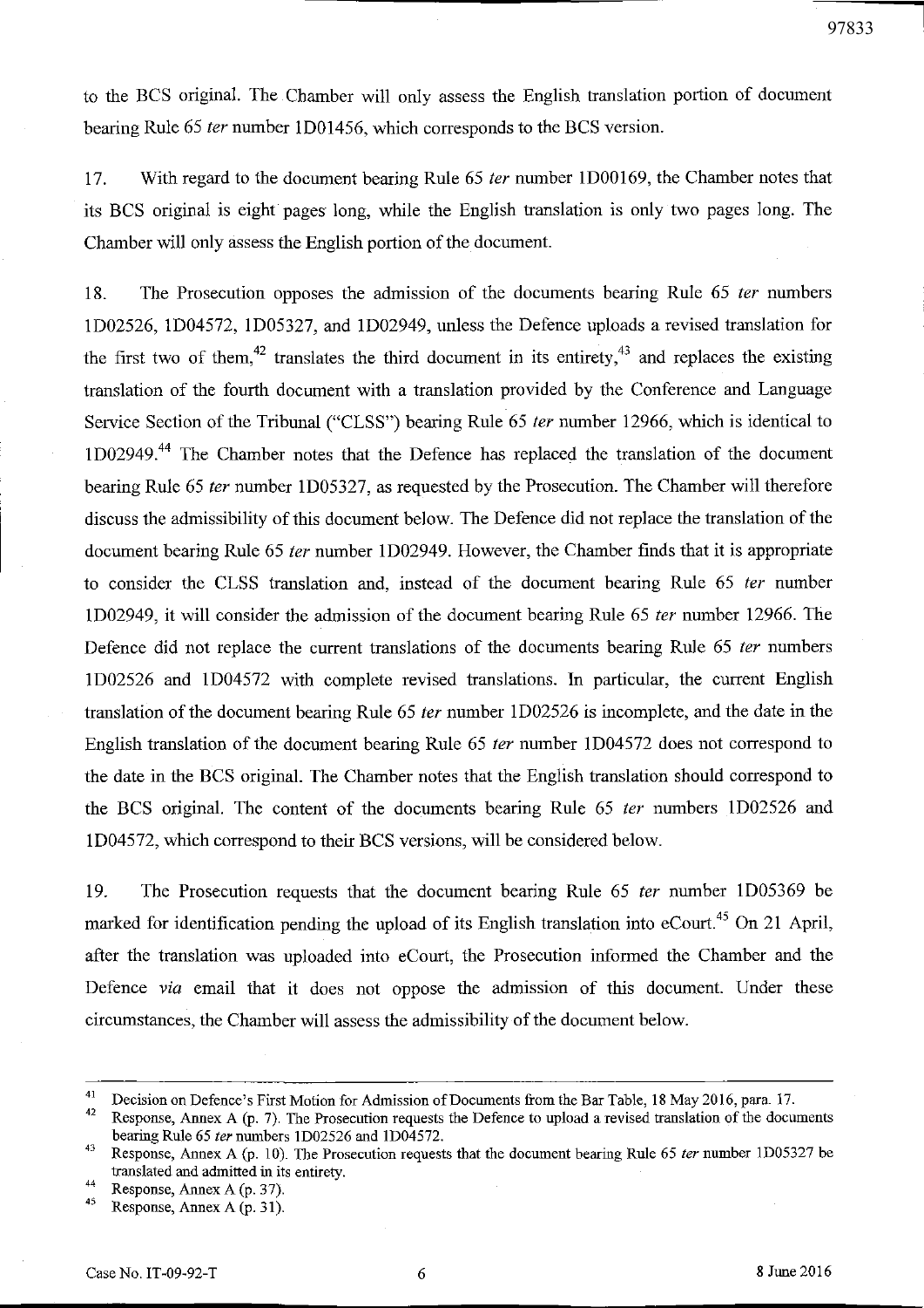to the BCS original. The Chamber will only assess the English translation portion of document bearing Rule 65 *ter* number 1D01456, which corresponds to the BCS version.

17. With regard to the document bearing Rule 65 *ter* number 1D00169, the Chamber notes that its BCS original is eight pages long, while the English translation is only two pages long. The Chamber will only assess the English portion of the document.

18. The Prosecution opposes the admission of the documents bearing Rule 65 *ter* numbers 1D02526, 1D04572, 1D05327, and 1D02949, unless the Defence uploads a revised translation for the first two of them,[42] translates the third document in its entirety,[43] and replaces the existing translation of the fourth document with a translation provided by the Conference and Language Service Section of the Tribunal ("CLSS") bearing Rule 65 *ter* number 12966, which is identical to 1D02949.[44] The Chamber notes that the Defence has replaced the translation of the document bearing Rule 65 *ter* number 1D05327, as requested by the Prosecution. The Chamber will therefore discuss the admissibility of this document below. The Defence did not replace the translation of the document bearing Rule 65 *ter* number 1D02949. However, the Chamber finds that it is appropriate to consider the CLSS translation and, instead of the document bearing Rule 65 *ter* number 1D02949, it will consider the admission of the document bearing Rule 65 *ter* number 12966. The Defence did not replace the current translations of the documents bearing Rule 65 *ter* numbers 1D02526 and 1D04572 with complete revised translations. In particular, the current English translation of the document bearing Rule 65 *ter* number 1D02526 is incomplete, and the date in the English translation of the document bearing Rule 65 *ter* number 1D04572 does not correspond to the date in the BCS original. The Chamber notes that the English translation should correspond to the BCS original. The content of the documents bearing Rule 65 *ter* numbers 1D02526 and 1D04572, which correspond to their BCS versions, will be considered below.

19. The Prosecution requests that the document bearing Rule 65 *ter* number 1D05369 be marked for identification pending the upload of its English translation into eCourt.[45] On 21 April, after the translation was uploaded into eCourt, the Prosecution informed the Chamber and the Defence *via* email that it does not oppose the admission of this document. Under these circumstances, the Chamber will assess the admissibility of the document below.

---

[41] Decision on Defence's First Motion for Admission of Documents from the Bar Table, 18 May 2016, para. 17.

[42] Response, Annex A (p. 7). The Prosecution requests the Defence to upload a revised translation of the documents bearing Rule 65 *ter* numbers 1D02526 and 1D04572.

[43] Response, Annex A (p. 10). The Prosecution requests that the document bearing Rule 65 *ter* number 1D05327 be translated and admitted in its entirety.

[44] Response, Annex A (p. 37).

[45] Response, Annex A (p. 31).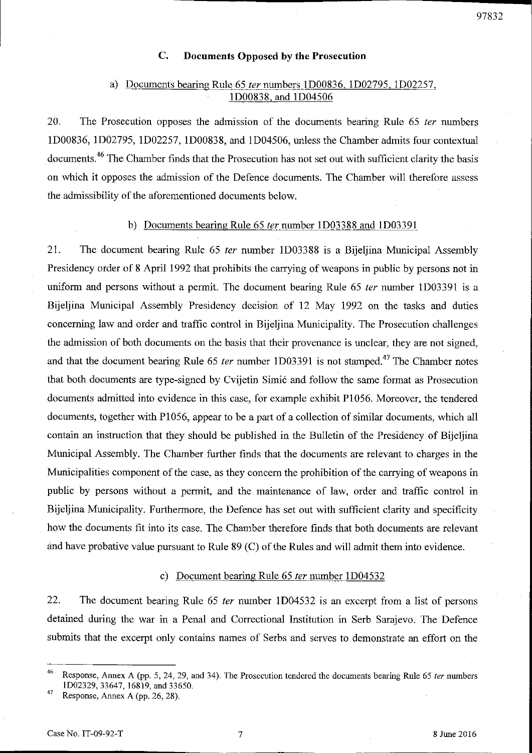### C. Documents Opposed by the Prosecution

#### a) Documents bearing Rule 65 *ter* numbers 1D00836, 1D02795, 1D02257, 1D00838, and 1D04506

20. The Prosecution opposes the admission of the documents bearing Rule 65 *ter* numbers 1D00836, 1D02795, 1D02257, 1D00838, and 1D04506, unless the Chamber admits four contextual documents.[46] The Chamber finds that the Prosecution has not set out with sufficient clarity the basis on which it opposes the admission of the Defence documents. The Chamber will therefore assess the admissibility of the aforementioned documents below.

#### b) Documents bearing Rule 65 *ter* number 1D03388 and 1D03391

21. The document bearing Rule 65 *ter* number 1D03388 is a Bijeljina Municipal Assembly Presidency order of 8 April 1992 that prohibits the carrying of weapons in public by persons not in uniform and persons without a permit. The document bearing Rule 65 *ter* number 1D03391 is a Bijeljina Municipal Assembly Presidency decision of 12 May 1992 on the tasks and duties concerning law and order and traffic control in Bijeljina Municipality. The Prosecution challenges the admission of both documents on the basis that their provenance is unclear, they are not signed, and that the document bearing Rule 65 *ter* number 1D03391 is not stamped.[47] The Chamber notes that both documents are type-signed by Cvijetin Simić and follow the same format as Prosecution documents admitted into evidence in this case, for example exhibit P1056. Moreover, the tendered documents, together with P1056, appear to be a part of a collection of similar documents, which all contain an instruction that they should be published in the Bulletin of the Presidency of Bijeljina Municipal Assembly. The Chamber further finds that the documents are relevant to charges in the Municipalities component of the case, as they concern the prohibition of the carrying of weapons in public by persons without a permit, and the maintenance of law, order and traffic control in Bijeljina Municipality. Furthermore, the Defence has set out with sufficient clarity and specificity how the documents fit into its case. The Chamber therefore finds that both documents are relevant and have probative value pursuant to Rule 89 (C) of the Rules and will admit them into evidence.

#### c) Document bearing Rule 65 *ter* number 1D04532

22. The document bearing Rule 65 *ter* number 1D04532 is an excerpt from a list of persons detained during the war in a Penal and Correctional Institution in Serb Sarajevo. The Defence submits that the excerpt only contains names of Serbs and serves to demonstrate an effort on the

---

[46] Response, Annex A (pp. 5, 24, 29, and 34). The Prosecution tendered the documents bearing Rule 65 *ter* numbers 1D02329, 33647, 16819, and 33650.

[47] Response, Annex A (pp. 26, 28).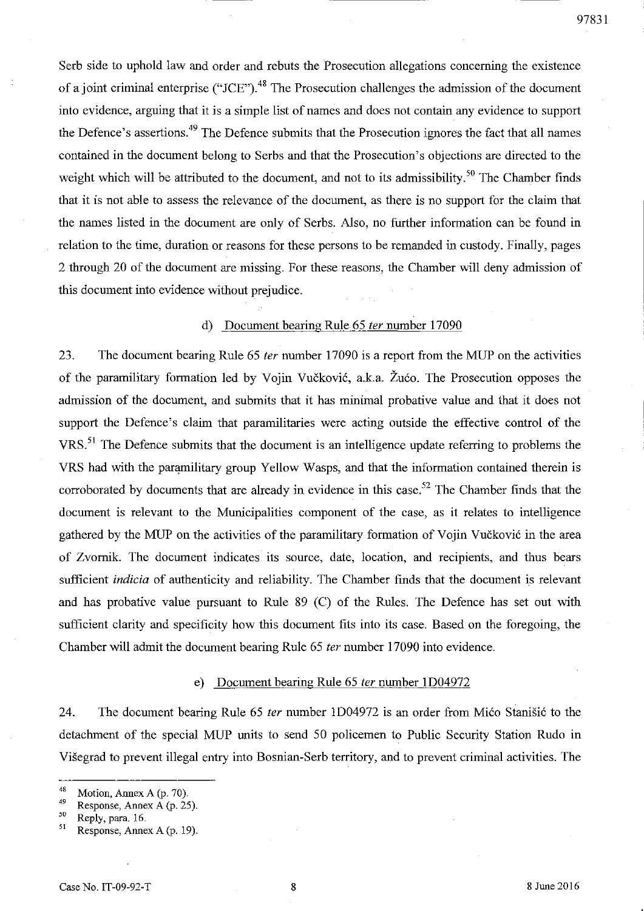Serb side to uphold law and order and rebuts the Prosecution allegations concerning the existence of a joint criminal enterprise ("JCE").[48] The Prosecution challenges the admission of the document into evidence, arguing that it is a simple list of names and does not contain any evidence to support the Defence's assertions.[49] The Defence submits that the Prosecution ignores the fact that all names contained in the document belong to Serbs and that the Prosecution's objections are directed to the weight which will be attributed to the document, and not to its admissibility.[50] The Chamber finds that it is not able to assess the relevance of the document, as there is no support for the claim that the names listed in the document are only of Serbs. Also, no further information can be found in relation to the time, duration or reasons for these persons to be remanded in custody. Finally, pages 2 through 20 of the document are missing. For these reasons, the Chamber will deny admission of this document into evidence without prejudice.

### d) Document bearing Rule 65 *ter* number 17090

23. The document bearing Rule 65 *ter* number 17090 is a report from the MUP on the activities of the paramilitary formation led by Vojin Vučković, a.k.a. Žućo. The Prosecution opposes the admission of the document, and submits that it has minimal probative value and that it does not support the Defence's claim that paramilitaries were acting outside the effective control of the VRS.[51] The Defence submits that the document is an intelligence update referring to problems the VRS had with the paramilitary group Yellow Wasps, and that the information contained therein is corroborated by documents that are already in evidence in this case.[52] The Chamber finds that the document is relevant to the Municipalities component of the case, as it relates to intelligence gathered by the MUP on the activities of the paramilitary formation of Vojin Vučković in the area of Zvornik. The document indicates its source, date, location, and recipients, and thus bears sufficient *indicia* of authenticity and reliability. The Chamber finds that the document is relevant and has probative value pursuant to Rule 89 (C) of the Rules. The Defence has set out with sufficient clarity and specificity how this document fits into its case. Based on the foregoing, the Chamber will admit the document bearing Rule 65 *ter* number 17090 into evidence.

### e) Document bearing Rule 65 *ter* number 1D04972

24. The document bearing Rule 65 *ter* number 1D04972 is an order from Mićo Stanišić to the detachment of the special MUP units to send 50 policemen to Public Security Station Rudo in Višegrad to prevent illegal entry into Bosnian-Serb territory, and to prevent criminal activities. The

---

[48] Motion, Annex A (p. 70).

[49] Response, Annex A (p. 25).

[50] Reply, para. 16.

[51] Response, Annex A (p. 19).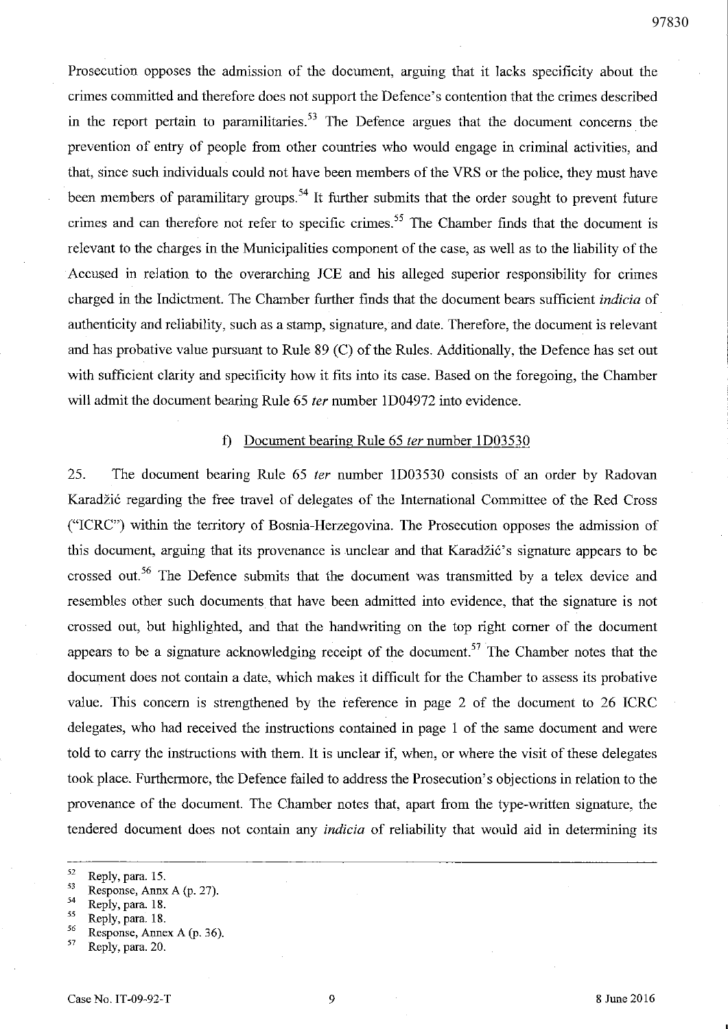Prosecution opposes the admission of the document, arguing that it lacks specificity about the crimes committed and therefore does not support the Defence's contention that the crimes described in the report pertain to paramilitaries.[53] The Defence argues that the document concerns the prevention of entry of people from other countries who would engage in criminal activities, and that, since such individuals could not have been members of the VRS or the police, they must have been members of paramilitary groups.[54] It further submits that the order sought to prevent future crimes and can therefore not refer to specific crimes.[55] The Chamber finds that the document is relevant to the charges in the Municipalities component of the case, as well as to the liability of the Accused in relation to the overarching JCE and his alleged superior responsibility for crimes charged in the Indictment. The Chamber further finds that the document bears sufficient *indicia* of authenticity and reliability, such as a stamp, signature, and date. Therefore, the document is relevant and has probative value pursuant to Rule 89 (C) of the Rules. Additionally, the Defence has set out with sufficient clarity and specificity how it fits into its case. Based on the foregoing, the Chamber will admit the document bearing Rule 65 *ter* number 1D04972 into evidence.

### f) Document bearing Rule 65 *ter* number 1D03530

25. The document bearing Rule 65 *ter* number 1D03530 consists of an order by Radovan Karadžić regarding the free travel of delegates of the International Committee of the Red Cross ("ICRC") within the territory of Bosnia-Herzegovina. The Prosecution opposes the admission of this document, arguing that its provenance is unclear and that Karadžić's signature appears to be crossed out.[56] The Defence submits that the document was transmitted by a telex device and resembles other such documents that have been admitted into evidence, that the signature is not crossed out, but highlighted, and that the handwriting on the top right corner of the document appears to be a signature acknowledging receipt of the document.[57] The Chamber notes that the document does not contain a date, which makes it difficult for the Chamber to assess its probative value. This concern is strengthened by the reference in page 2 of the document to 26 ICRC delegates, who had received the instructions contained in page 1 of the same document and were told to carry the instructions with them. It is unclear if, when, or where the visit of these delegates took place. Furthermore, the Defence failed to address the Prosecution's objections in relation to the provenance of the document. The Chamber notes that, apart from the type-written signature, the tendered document does not contain any *indicia* of reliability that would aid in determining its

---

[52] Reply, para. 15.
[53] Response, Annx A (p. 27).
[54] Reply, para. 18.
[55] Reply, para. 18.
[56] Response, Annex A (p. 36).
[57] Reply, para. 20.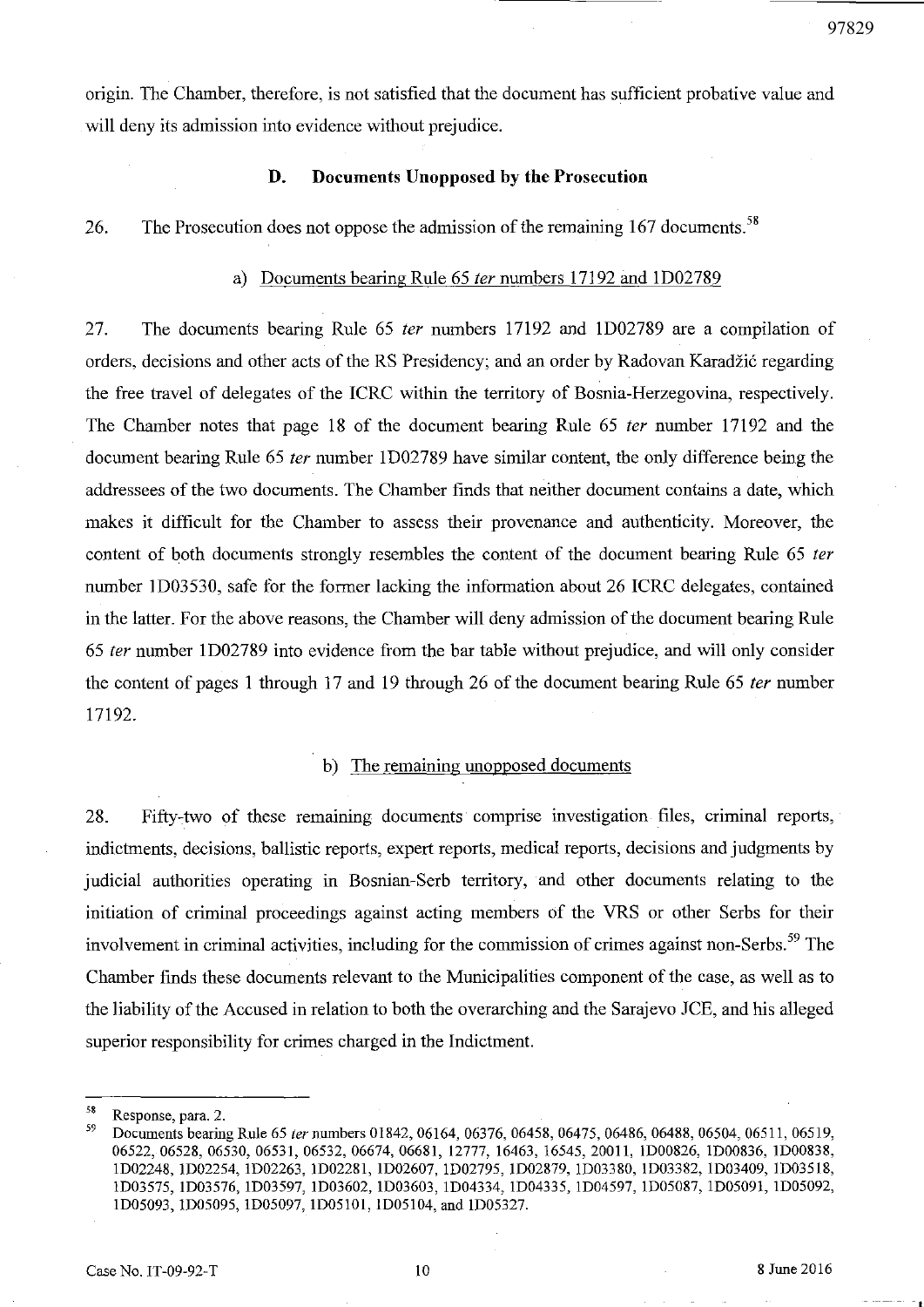origin. The Chamber, therefore, is not satisfied that the document has sufficient probative value and will deny its admission into evidence without prejudice.

### D. Documents Unopposed by the Prosecution

26. The Prosecution does not oppose the admission of the remaining 167 documents.[58]

#### a) Documents bearing Rule 65 *ter* numbers 17192 and 1D02789

27. The documents bearing Rule 65 *ter* numbers 17192 and 1D02789 are a compilation of orders, decisions and other acts of the RS Presidency; and an order by Radovan Karadžić regarding the free travel of delegates of the ICRC within the territory of Bosnia-Herzegovina, respectively. The Chamber notes that page 18 of the document bearing Rule 65 *ter* number 17192 and the document bearing Rule 65 *ter* number 1D02789 have similar content, the only difference being the addressees of the two documents. The Chamber finds that neither document contains a date, which makes it difficult for the Chamber to assess their provenance and authenticity. Moreover, the content of both documents strongly resembles the content of the document bearing Rule 65 *ter* number 1D03530, safe for the former lacking the information about 26 ICRC delegates, contained in the latter. For the above reasons, the Chamber will deny admission of the document bearing Rule 65 *ter* number 1D02789 into evidence from the bar table without prejudice, and will only consider the content of pages 1 through 17 and 19 through 26 of the document bearing Rule 65 *ter* number 17192.

#### b) The remaining unopposed documents

28. Fifty-two of these remaining documents comprise investigation files, criminal reports, indictments, decisions, ballistic reports, expert reports, medical reports, decisions and judgments by judicial authorities operating in Bosnian-Serb territory, and other documents relating to the initiation of criminal proceedings against acting members of the VRS or other Serbs for their involvement in criminal activities, including for the commission of crimes against non-Serbs.[59] The Chamber finds these documents relevant to the Municipalities component of the case, as well as to the liability of the Accused in relation to both the overarching and the Sarajevo JCE, and his alleged superior responsibility for crimes charged in the Indictment.

---

[58] Response, para. 2.

[59] Documents bearing Rule 65 *ter* numbers 01842, 06164, 06376, 06458, 06475, 06486, 06488, 06504, 06511, 06519, 06522, 06528, 06530, 06531, 06532, 06674, 06681, 12777, 16463, 16545, 20011, 1D00826, 1D00836, 1D00838, 1D02248, 1D02254, 1D02263, 1D02281, 1D02607, 1D02795, 1D02879, 1D03380, 1D03382, 1D03409, 1D03518, 1D03575, 1D03576, 1D03597, 1D03602, 1D03603, 1D04334, 1D04335, 1D04597, 1D05087, 1D05091, 1D05092, 1D05093, 1D05095, 1D05097, 1D05101, 1D05104, and 1D05327.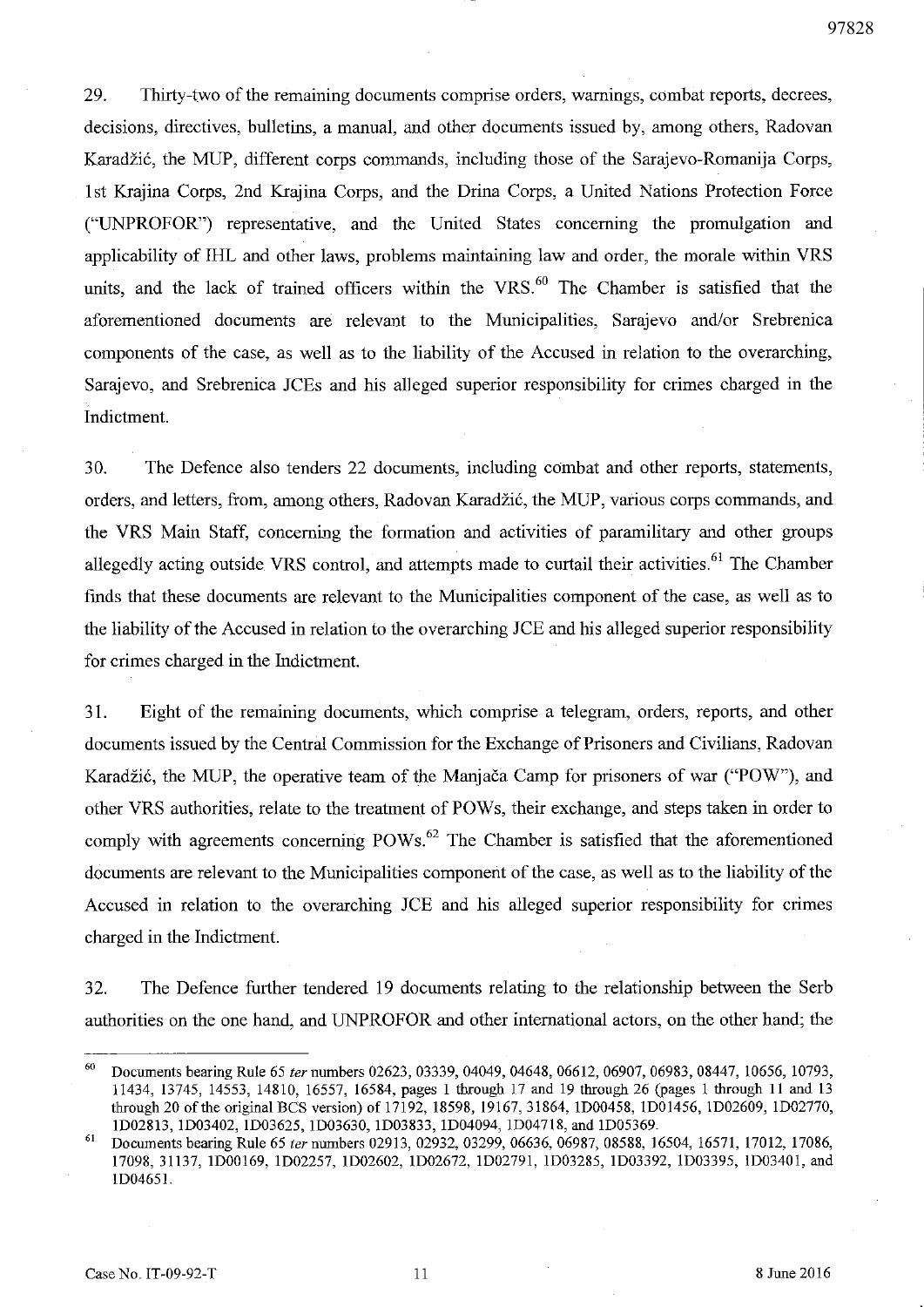29. Thirty-two of the remaining documents comprise orders, warnings, combat reports, decrees, decisions, directives, bulletins, a manual, and other documents issued by, among others, Radovan Karadžić, the MUP, different corps commands, including those of the Sarajevo-Romanija Corps, 1st Krajina Corps, 2nd Krajina Corps, and the Drina Corps, a United Nations Protection Force ("UNPROFOR") representative, and the United States concerning the promulgation and applicability of IHL and other laws, problems maintaining law and order, the morale within VRS units, and the lack of trained officers within the VRS.[60] The Chamber is satisfied that the aforementioned documents are relevant to the Municipalities, Sarajevo and/or Srebrenica components of the case, as well as to the liability of the Accused in relation to the overarching, Sarajevo, and Srebrenica JCEs and his alleged superior responsibility for crimes charged in the Indictment.

30. The Defence also tenders 22 documents, including combat and other reports, statements, orders, and letters, from, among others, Radovan Karadžić, the MUP, various corps commands, and the VRS Main Staff, concerning the formation and activities of paramilitary and other groups allegedly acting outside VRS control, and attempts made to curtail their activities.[61] The Chamber finds that these documents are relevant to the Municipalities component of the case, as well as to the liability of the Accused in relation to the overarching JCE and his alleged superior responsibility for crimes charged in the Indictment.

31. Eight of the remaining documents, which comprise a telegram, orders, reports, and other documents issued by the Central Commission for the Exchange of Prisoners and Civilians, Radovan Karadžić, the MUP, the operative team of the Manjača Camp for prisoners of war ("POW"), and other VRS authorities, relate to the treatment of POWs, their exchange, and steps taken in order to comply with agreements concerning POWs.[62] The Chamber is satisfied that the aforementioned documents are relevant to the Municipalities component of the case, as well as to the liability of the Accused in relation to the overarching JCE and his alleged superior responsibility for crimes charged in the Indictment.

32. The Defence further tendered 19 documents relating to the relationship between the Serb authorities on the one hand, and UNPROFOR and other international actors, on the other hand; the

---

[60] Documents bearing Rule 65 *ter* numbers 02623, 03339, 04049, 04648, 06612, 06907, 06983, 08447, 10656, 10793, 11434, 13745, 14553, 14810, 16557, 16584, pages 1 through 17 and 19 through 26 (pages 1 through 11 and 13 through 20 of the original BCS version) of 17192, 18598, 19167, 31864, 1D00458, 1D01456, 1D02609, 1D02770, 1D02813, 1D03402, 1D03625, 1D03630, 1D03833, 1D04094, 1D04718, and 1D05369.

[61] Documents bearing Rule 65 *ter* numbers 02913, 02932, 03299, 06636, 06987, 08588, 16504, 16571, 17012, 17086, 17098, 31137, 1D00169, 1D02257, 1D02602, 1D02672, 1D02791, 1D03285, 1D03392, 1D03395, 1D03401, and 1D04651.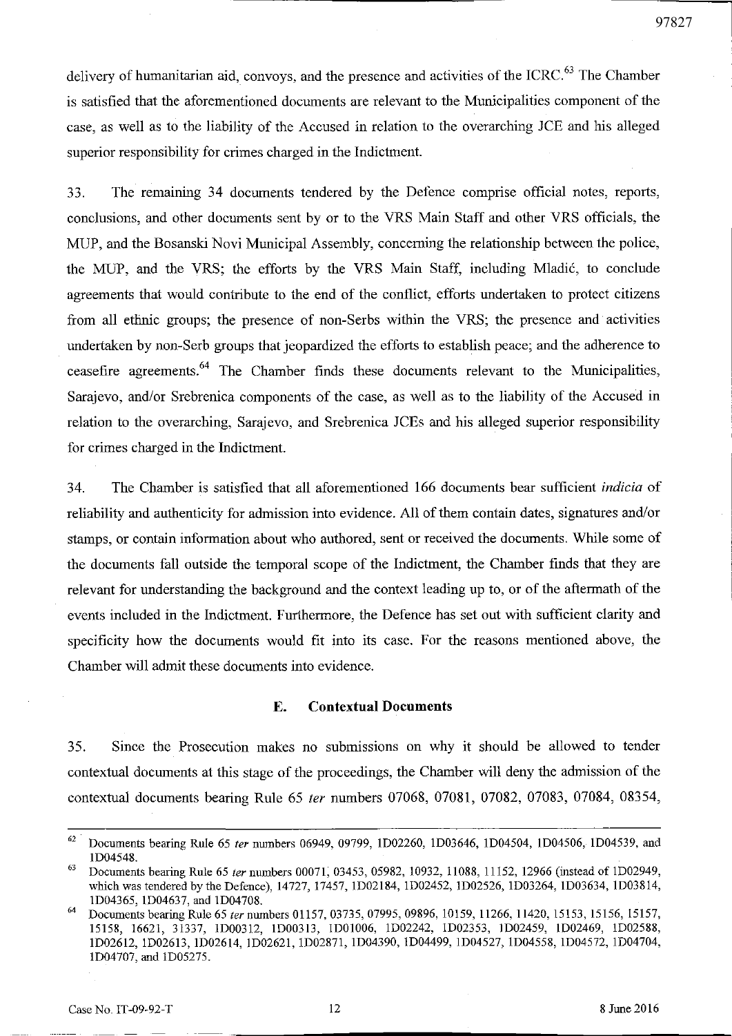delivery of humanitarian aid, convoys, and the presence and activities of the ICRC.[63] The Chamber is satisfied that the aforementioned documents are relevant to the Municipalities component of the case, as well as to the liability of the Accused in relation to the overarching JCE and his alleged superior responsibility for crimes charged in the Indictment.

33. The remaining 34 documents tendered by the Defence comprise official notes, reports, conclusions, and other documents sent by or to the VRS Main Staff and other VRS officials, the MUP, and the Bosanski Novi Municipal Assembly, concerning the relationship between the police, the MUP, and the VRS; the efforts by the VRS Main Staff, including Mladić, to conclude agreements that would contribute to the end of the conflict, efforts undertaken to protect citizens from all ethnic groups; the presence of non-Serbs within the VRS; the presence and activities undertaken by non-Serb groups that jeopardized the efforts to establish peace; and the adherence to ceasefire agreements.[64] The Chamber finds these documents relevant to the Municipalities, Sarajevo, and/or Srebrenica components of the case, as well as to the liability of the Accused in relation to the overarching, Sarajevo, and Srebrenica JCEs and his alleged superior responsibility for crimes charged in the Indictment.

34. The Chamber is satisfied that all aforementioned 166 documents bear sufficient *indicia* of reliability and authenticity for admission into evidence. All of them contain dates, signatures and/or stamps, or contain information about who authored, sent or received the documents. While some of the documents fall outside the temporal scope of the Indictment, the Chamber finds that they are relevant for understanding the background and the context leading up to, or of the aftermath of the events included in the Indictment. Furthermore, the Defence has set out with sufficient clarity and specificity how the documents would fit into its case. For the reasons mentioned above, the Chamber will admit these documents into evidence.

## E. Contextual Documents

35. Since the Prosecution makes no submissions on why it should be allowed to tender contextual documents at this stage of the proceedings, the Chamber will deny the admission of the contextual documents bearing Rule 65 *ter* numbers 07068, 07081, 07082, 07083, 07084, 08354,

---

[62] Documents bearing Rule 65 *ter* numbers 06949, 09799, 1D02260, 1D03646, 1D04504, 1D04506, 1D04539, and 1D04548.

[63] Documents bearing Rule 65 *ter* numbers 00071, 03453, 05982, 10932, 11088, 11152, 12966 (instead of 1D02949, which was tendered by the Defence), 14727, 17457, 1D02184, 1D02452, 1D02526, 1D03264, 1D03634, 1D03814, 1D04365, 1D04637, and 1D04708.

[64] Documents bearing Rule 65 *ter* numbers 01157, 03735, 07995, 09896, 10159, 11266, 11420, 15153, 15156, 15157, 15158, 16621, 31337, 1D00312, 1D00313, 1D01006, 1D02242, 1D02353, 1D02459, 1D02469, 1D02588, 1D02612, 1D02613, 1D02614, 1D02621, 1D02871, 1D04390, 1D04499, 1D04527, 1D04558, 1D04572, 1D04704, 1D04707, and 1D05275.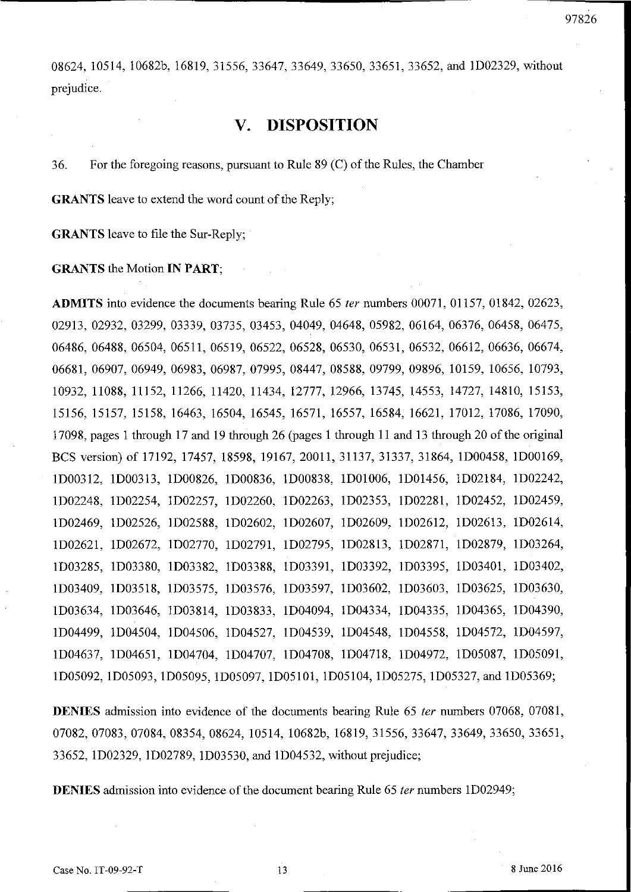08624, 10514, 10682b, 16819, 31556, 33647, 33649, 33650, 33651, 33652, and 1D02329, without prejudice.

# V. DISPOSITION

36. For the foregoing reasons, pursuant to Rule 89 (C) of the Rules, the Chamber

**GRANTS** leave to extend the word count of the Reply;

**GRANTS** leave to file the Sur-Reply;

**GRANTS** the Motion **IN PART**;

**ADMITS** into evidence the documents bearing Rule 65 *ter* numbers 00071, 01157, 01842, 02623, 02913, 02932, 03299, 03339, 03735, 03453, 04049, 04648, 05982, 06164, 06376, 06458, 06475, 06486, 06488, 06504, 06511, 06519, 06522, 06528, 06530, 06531, 06532, 06612, 06636, 06674, 06681, 06907, 06949, 06983, 06987, 07995, 08447, 08588, 09799, 09896, 10159, 10656, 10793, 10932, 11088, 11152, 11266, 11420, 11434, 12777, 12966, 13745, 14553, 14727, 14810, 15153, 15156, 15157, 15158, 16463, 16504, 16545, 16571, 16557, 16584, 16621, 17012, 17086, 17090, 17098, pages 1 through 17 and 19 through 26 (pages 1 through 11 and 13 through 20 of the original BCS version) of 17192, 17457, 18598, 19167, 20011, 31137, 31337, 31864, 1D00458, 1D00169, 1D00312, 1D00313, 1D00826, 1D00836, 1D00838, 1D01006, 1D01456, 1D02184, 1D02242, 1D02248, 1D02254, 1D02257, 1D02260, 1D02263, 1D02353, 1D02281, 1D02452, 1D02459, 1D02469, 1D02526, 1D02588, 1D02602, 1D02607, 1D02609, 1D02612, 1D02613, 1D02614, 1D02621, 1D02672, 1D02770, 1D02791, 1D02795, 1D02813, 1D02871, 1D02879, 1D03264, 1D03285, 1D03380, 1D03382, 1D03388, 1D03391, 1D03392, 1D03395, 1D03401, 1D03402, 1D03409, 1D03518, 1D03575, 1D03576, 1D03597, 1D03602, 1D03603, 1D03625, 1D03630, 1D03634, 1D03646, 1D03814, 1D03833, 1D04094, 1D04334, 1D04335, 1D04365, 1D04390, 1D04499, 1D04504, 1D04506, 1D04527, 1D04539, 1D04548, 1D04558, 1D04572, 1D04597, 1D04637, 1D04651, 1D04704, 1D04707, 1D04708, 1D04718, 1D04972, 1D05087, 1D05091, 1D05092, 1D05093, 1D05095, 1D05097, 1D05101, 1D05104, 1D05275, 1D05327, and 1D05369;

**DENIES** admission into evidence of the documents bearing Rule 65 *ter* numbers 07068, 07081, 07082, 07083, 07084, 08354, 08624, 10514, 10682b, 16819, 31556, 33647, 33649, 33650, 33651, 33652, 1D02329, 1D02789, 1D03530, and 1D04532, without prejudice;

**DENIES** admission into evidence of the document bearing Rule 65 *ter* numbers 1D02949;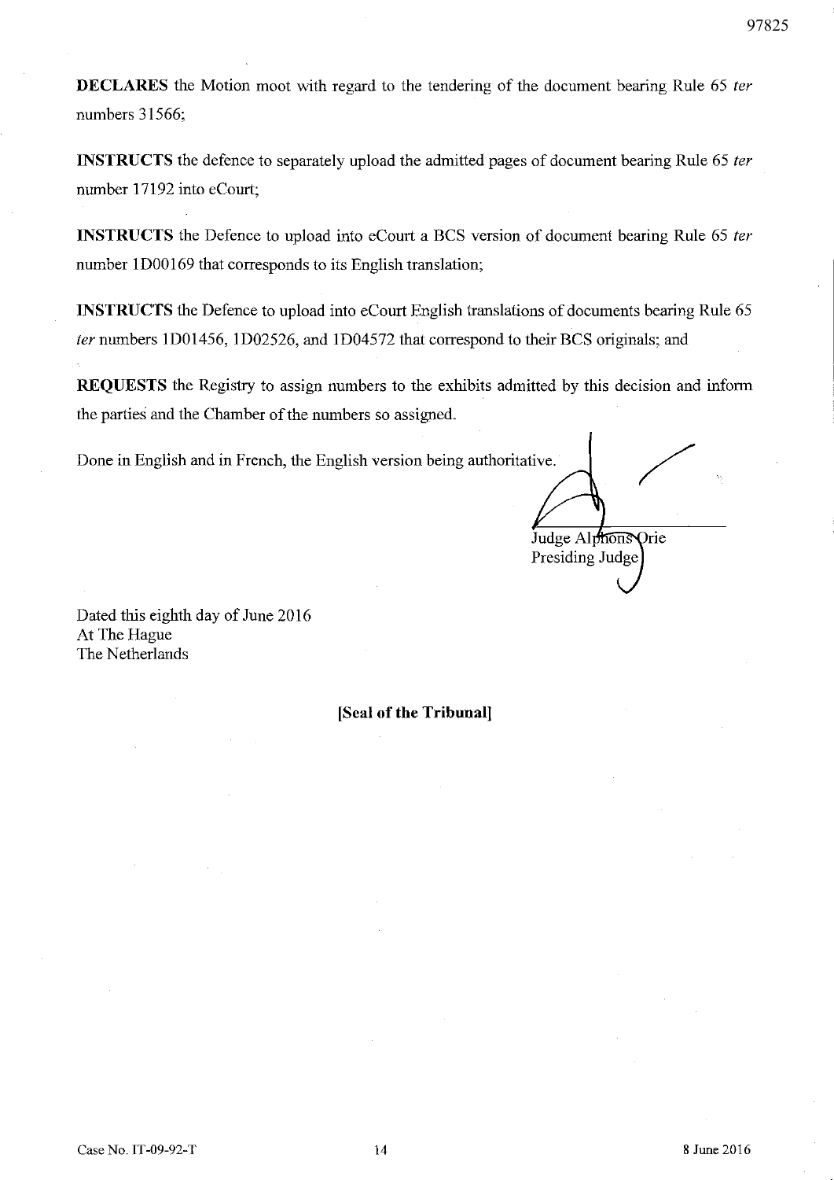**DECLARES** the Motion moot with regard to the tendering of the document bearing Rule 65 *ter* numbers 31566;

**INSTRUCTS** the defence to separately upload the admitted pages of document bearing Rule 65 *ter* number 17192 into eCourt;

**INSTRUCTS** the Defence to upload into eCourt a BCS version of document bearing Rule 65 *ter* number 1D00169 that corresponds to its English translation;

**INSTRUCTS** the Defence to upload into eCourt English translations of documents bearing Rule 65 *ter* numbers 1D01456, 1D02526, and 1D04572 that correspond to their BCS originals; and

**REQUESTS** the Registry to assign numbers to the exhibits admitted by this decision and inform the parties and the Chamber of the numbers so assigned.

Done in English and in French, the English version being authoritative.

Judge Alphons Orie
Presiding Judge

Dated this eighth day of June 2016
At The Hague
The Netherlands

**[Seal of the Tribunal]**